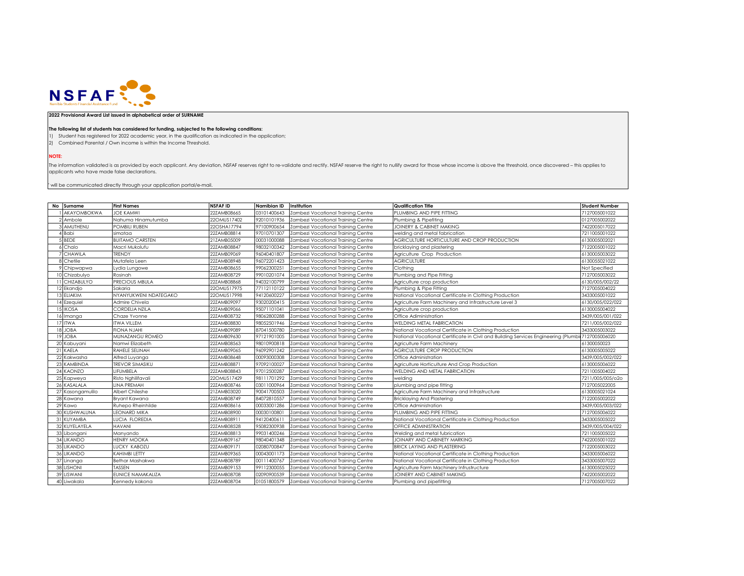NSFAF
Namibia Students Financial Assistance Fund

**2022 Provisional Award List issued in alphabetical order of SURNAME**

**The following list of students has considered for funding, subjected to the following conditions:**

1) Student has registered for 2022 academic year, in the qualification as indicated in the application;
2) Combined Parental / Own income is within the Income Threshold.

**NOTE:**

The information validated is as provided by each applicant. Any deviation, NSFAF reserves right to re-validate and rectify. NSFAF reserve the right to nullify award for those whose income is above the threshold, once discovered – this applies to applicants who have made false declarations.

' will be communicated directly through your application portal/e-mail.

| No | Surname | First Names | NSFAF ID | Namibian ID | Institution | Qualification Title | Student Number |
|---|---|---|---|---|---|---|---|
| 1 | AKAYOMBOKWA | JOE KAMWI | 22ZAMB08665 | 03101400643 | Zambezi Vocational Training Centre | PLUMBING AND PIPE FITTING | 7127005001022 |
| 2 | Ambole | Nahuma Hinamutumba | 22OMUS17402 | 92010101936 | Zambezi Vocational Training Centre | Plumbing & Pipefiting | 0127005002022 |
| 3 | AMUTHENU | POMBILI RUBEN | 22OSHA17794 | 97100900654 | Zambezi Vocational Training Centre | JOINERY & CABINET MAKING | 7422005017022 |
| 4 | Babi | simataa | 22ZAMB08814 | 97010701307 | Zambezi Vocational Training Centre | welding and metal fabrication | 7211005001022 |
| 5 | BEDE | BUITAMO CARSTEN | 21ZAMB05009 | 00031000088 | Zambezi Vocational Training Centre | AGRICULTURE HORTICULTURE AND CROP PRODUCTION | 6130005002021 |
| 6 | Chalo | Macri Mukolufu | 22ZAMB08847 | 98032100342 | Zambezi Vocational Training Centre | bricklaying and plastering | 7122005001022 |
| 7 | CHAWILA | TRENDY | 22ZAMB09069 | 96040401807 | Zambezi Vocational Training Centre | Agriculture Crop Production | 6130005003022 |
| 8 | Chetile | Mutafela Leen | 22ZAMB08948 | 96072201423 | Zambezi Vocational Training Centre | AGRICULTURE | 6130055021022 |
| 9 | Chipwapwa | Lydia Lungowe | 22ZAMB08655 | 99062300251 | Zambezi Vocational Training Centre | Clothing | Not Specified |
| 10 | Chizabulyo | Rosinah | 22ZAMB08729 | 99010201074 | Zambezi Vocational Training Centre | Plumbing and Pipe Fitting | 7127005003022 |
| 11 | CHIZABULYO | PRECIOUS MBULA | 22ZAMB08868 | 94032100799 | Zambezi Vocational Training Centre | Agriculture crop production | 6130/005/002/22 |
| 12 | Ekandjo | Sakaria | 22OMUS17975 | 77112110122 | Zambezi Vocational Training Centre | Plumbing & Pipe Fitting | 7127005004022 |
| 13 | ELIAKIM | NYANYUKWENI NDATEGAKO | 22OMUS17998 | 94120600227 | Zambezi Vocational Training Centre | National Vocational Certificate in Clothing Production | 3433005001022 |
| 14 | Ezequiel | Admire Chivela | 22ZAMB09097 | 93020200415 | Zambezi Vocational Training Centre | Agriculture Farm Machinery and Infrastructure Level 3 | 6130/005/022/022 |
| 15 | IKOSA | CORDELIA NZILA | 22ZAMB09066 | 95071101041 | Zambezi Vocational Training Centre | Agriculture crop production | 6130005004022 |
| 16 | Imanga | Chaze Yvonne | 22ZAMB08732 | 98062800288 | Zambezi Vocational Training Centre | Office Adiministration | 3439/005/001/022 |
| 17 | ITWA | ITWA VILLEM | 22ZAMB08830 | 98052501946 | Zambezi Vocational Training Centre | WELDING METAL FABRICATION | 7211/005/002/022 |
| 18 | JOBA | FIONA NJAHI | 22ZAMB09089 | 87041500780 | Zambezi Vocational Training Centre | National Vocational Certificate in Clothing Production | 3433005003022 |
| 19 | JOBA | MUNAZANGU ROMEO | 22ZAMB09630 | 97121901005 | Zambezi Vocational Training Centre | National Vocational Certificate in Civil and Building Services Engineering (Plumbi | 7127005006020 |
| 20 | Kabuyani | Namwi Elizabeth | 22ZAMB08563 | 98010900818 | Zambezi Vocational Training Centre | Agriculture Farm Machinery | 61300050023 |
| 21 | KAELA | RAHELE SELINAH | 22ZAMB09065 | 96092901242 | Zambezi Vocational Training Centre | AGRICULTURE CROP PRODUCTION | 6130005005022 |
| 22 | Kakwasha | Alfred Luyanga | 22ZAMB08648 | 00093000308 | Zambezi Vocational Training Centre | Office Administration | 3439/005/002/022 |
| 23 | KAMBINDA | TREVOR SIMASIKU | 22ZAMB08871 | 97092100027 | Zambezi Vocational Training Centre | Agriculture Horticulture And Crop Production | 6130005006022 |
| 24 | KAONZO | LIFUMBELA | 22ZAMB08843 | 97012500287 | Zambezi Vocational Training Centre | WELDING AND METAL FABRICATION | 7211005004022 |
| 25 | Kapweya | Risto Nghilifavali | 22OMUS17429 | 98111701292 | Zambezi Vocational Training Centre | welding | 7211/005/005/o2o |
| 26 | KASALALA | LINA PREMAH | 22ZAMB08746 | 03011000964 | Zambezi Vocational Training Centre | plumbing and pipe fitting | 7127005022005 |
| 27 | Kasongamulilo | Albert Chileshe | 21ZAMB03020 | 90041700503 | Zambezi Vocational Training Centre | Agriculture Farm Machinery and Infrastructure | 6130005021024 |
| 28 | Kawana | Bryant Kawana | 22ZAMB08749 | 84072810557 | Zambezi Vocational Training Centre | Bricklaying And Plastering | 7122005002022 |
| 29 | Kawo | Ruhepo Rheinhilde | 22ZAMB08616 | 00033001286 | Zambezi Vocational Training Centre | Office Administration | 3439/005/003/022 |
| 30 | KUSHWALUNA | LEONARD MIKA | 22ZAMB08900 | 00030100801 | Zambezi Vocational Training Centre | PLUMBING AND PIPE FITTING | 7127005006022 |
| 31 | KUYAMBA | LUCIA FLOREDIA | 22ZAMB08911 | 94120400611 | Zambezi Vocational Training Centre | National Vocational Certificate in Clothing Production | 3433005005022 |
| 32 | KUYELAYELA | HAVANI | 22ZAMB08528 | 95082300938 | Zambezi Vocational Training Centre | OFFICE ADMINISTRATION | 3439/005/004/022 |
| 33 | Libongani | Manyando | 22ZAMB08813 | 99031400246 | Zambezi Vocational Training Centre | Welding and metal fubrication | 7211005005022 |
| 34 | LIKANDO | HENRY MOOKA | 22ZAMB09167 | 98040401348 | Zambezi Vocational Training Centre | JOINARY AND CABINETY MARKING | 7422005001022 |
| 35 | LIKANDO | LUCKY KABOZU | 22ZAMB09171 | 02080700847 | Zambezi Vocational Training Centre | BRICK LAYING AND PLASTERING | 7122005003022 |
| 36 | LIKANDO | KAHIMBI LETTY | 22ZAMB09365 | 00043001173 | Zambezi Vocational Training Centre | National Vocational Certificate in Clothing Production | 3433005006022 |
| 37 | Linanga | Bethar Mashakwa | 22ZAMB08789 | 00111400767 | Zambezi Vocational Training Centre | National Vocational Certificate in Clothing Production | 3433005007022 |
| 38 | LISHONI | TASSEN | 22ZAMB09153 | 99112300055 | Zambezi Vocational Training Centre | Agriculture Farm Machinery Infrustructure | 6130005025022 |
| 39 | LISWANI | EUNICE NAMAKALIZA | 22ZAMB08708 | 02090900539 | Zambezi Vocational Training Centre | JOINERY AND CABINET MAKING | 7422005002022 |
| 40 | Liwakala | Kennedy kakona | 22ZAMB08704 | 01051800579 | Zambezi Vocational Training Centre | Plumbing and pipefitting | 7127005007022 |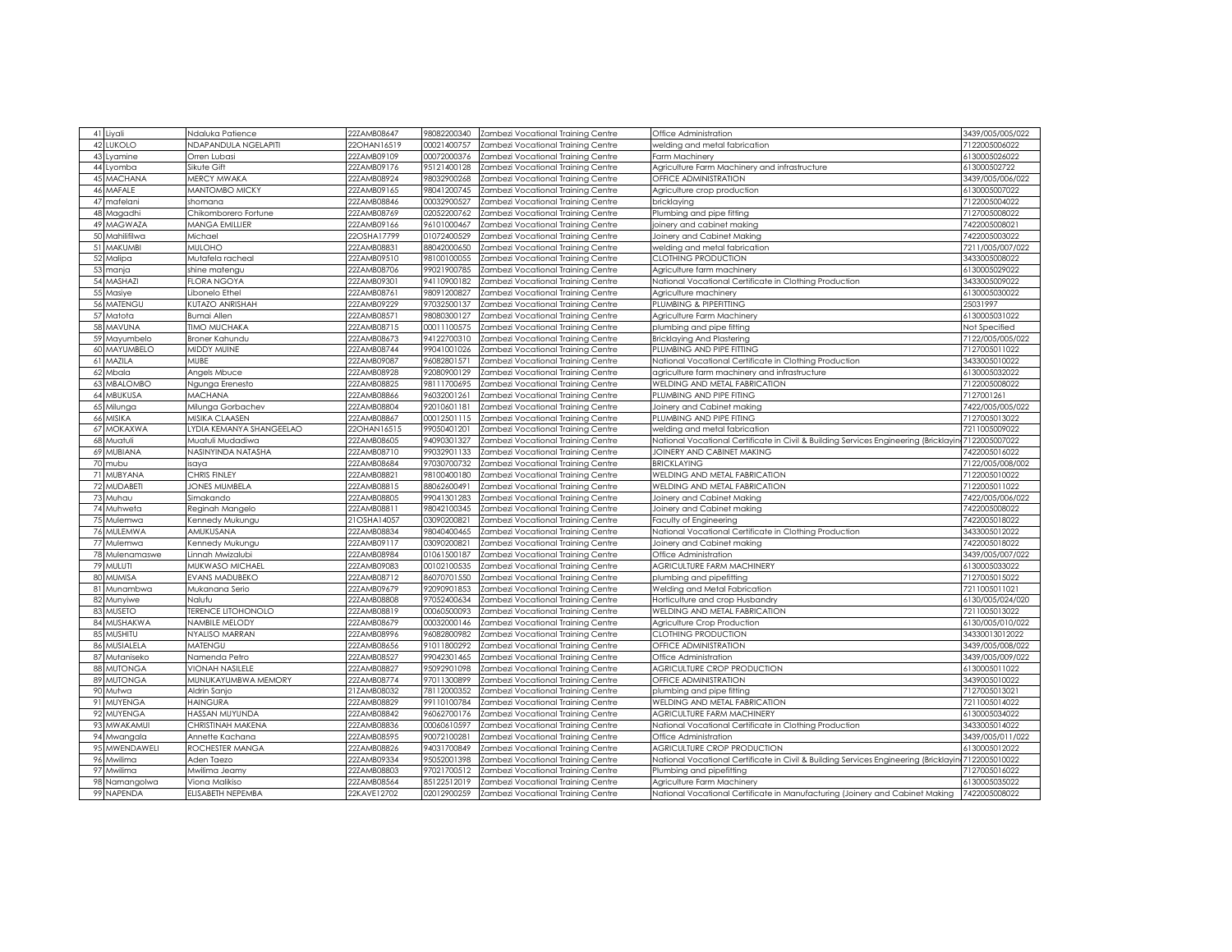| 41 | Liyali | Ndaluka Patience | 22ZAMB08647 | 98082200340 | Zambezi Vocational Training Centre | Office Administration | 3439/005/005/022 |
|---|---|---|---|---|---|---|---|
| 42 | LUKOLO | NDAPANDULA NGELAPITI | 22OHAN16519 | 00021400757 | Zambezi Vocational Training Centre | welding and metal fabrication | 7122005006022 |
| 43 | Lyamine | Orren Lubasi | 22ZAMB09109 | 00072000376 | Zambezi Vocational Training Centre | Farm Machinery | 6130005026022 |
| 44 | Lyomba | Sikute Gift | 22ZAMB09176 | 95121400128 | Zambezi Vocational Training Centre | Agriculture Farm Machinery and infrastructure | 613000502722 |
| 45 | MACHANA | MERCY MWAKA | 22ZAMB08924 | 98032900268 | Zambezi Vocational Training Centre | OFFICE ADMINISTRATION | 3439/005/006/022 |
| 46 | MAFALE | MANTOMBO MICKY | 22ZAMB09165 | 98041200745 | Zambezi Vocational Training Centre | Agriculture crop production | 6130005007022 |
| 47 | mafelani | shornana | 22ZAMB08846 | 00032900527 | Zambezi Vocational Training Centre | bricklaying | 7122005004022 |
| 48 | Magadhi | Chikomborero Fortune | 22ZAMB08769 | 02052200762 | Zambezi Vocational Training Centre | Plumbing and pipe fitting | 7127005008022 |
| 49 | MAGWAZA | MANGA EMILLIER | 22ZAMB09166 | 96101000467 | Zambezi Vocational Training Centre | joinery and cabinet making | 7422005008021 |
| 50 | Mahilifilwa | Michael | 22OSHA17799 | 01072400529 | Zambezi Vocational Training Centre | Joinery and Cabinet Making | 7422005003022 |
| 51 | MAKUMBI | MULOHO | 22ZAMB08831 | 88042000650 | Zambezi Vocational Training Centre | welding and metal fabrication | 7211/005/007/022 |
| 52 | Malipa | Mutafela racheal | 22ZAMB09510 | 98100100055 | Zambezi Vocational Training Centre | CLOTHING PRODUCTION | 3433005008022 |
| 53 | manja | shine matengu | 22ZAMB08706 | 99021900785 | Zambezi Vocational Training Centre | Agriculture farm machinery | 6130005029022 |
| 54 | MASHAZI | FLORA NGOYA | 22ZAMB09301 | 94110900182 | Zambezi Vocational Training Centre | National Vocational Certificate in Clothing Production | 3433005009022 |
| 55 | Masiye | Libonelo Ethel | 22ZAMB08761 | 98091200827 | Zambezi Vocational Training Centre | Agriculture machinery | 6130005030022 |
| 56 | MATENGU | KUTAZO ANRISHAH | 22ZAMB09229 | 97032500137 | Zambezi Vocational Training Centre | PLUMBING & PIPEFITTING | 25031997 |
| 57 | Matota | Bumai Allen | 22ZAMB08571 | 98080300127 | Zambezi Vocational Training Centre | Agriculture Farm Machinery | 6130005031022 |
| 58 | MAVUNA | TIMO MUCHAKA | 22ZAMB08715 | 00011100575 | Zambezi Vocational Training Centre | plumbing and pipe fitting | Not Specified |
| 59 | Mayumbelo | Broner Kahundu | 22ZAMB08673 | 94122700310 | Zambezi Vocational Training Centre | Bricklaying And Plastering | 7122/005/005/022 |
| 60 | MAYUMBELO | MIDDY MUINE | 22ZAMB08744 | 99041001026 | Zambezi Vocational Training Centre | PLUMBING AND PIPE FITTING | 7127005011022 |
| 61 | MAZILA | MUBE | 22ZAMB09087 | 96082801571 | Zambezi Vocational Training Centre | National Vocational Certificate in Clothing Production | 3433005010022 |
| 62 | Mbala | Angels Mbuce | 22ZAMB08928 | 92080900129 | Zambezi Vocational Training Centre | agriculture farm machinery and infrastructure | 6130005032022 |
| 63 | MBALOMBO | Ngunga Erenesto | 22ZAMB08825 | 98111700695 | Zambezi Vocational Training Centre | WELDING AND METAL FABRICATION | 7122005008022 |
| 64 | MBUKUSA | MACHANA | 22ZAMB08866 | 96032001261 | Zambezi Vocational Training Centre | PLUMBING AND PIPE FITING | 7127001261 |
| 65 | Milunga | Milunga Gorbachev | 22ZAMB08804 | 92010601181 | Zambezi Vocational Training Centre | Joinery and Cabinet making | 7422/005/005/022 |
| 66 | MISIKA | MISIKA CLAASEN | 22ZAMB08867 | 00012501115 | Zambezi Vocational Training Centre | PLUMBING AND PIPE FITING | 7127005013022 |
| 67 | MOKAXWA | LYDIA KEMANYA SHANGEELAO | 22OHAN16515 | 99050401201 | Zambezi Vocational Training Centre | welding and metal fabrication | 7211005009022 |
| 68 | Muatuli | Muatuli Mudadiwa | 22ZAMB08605 | 94090301327 | Zambezi Vocational Training Centre | National Vocational Certificate in Civil & Building Services Engineering (Bricklayin | 7122005007022 |
| 69 | MUBIANA | NASINYINDA NATASHA | 22ZAMB08710 | 99032901133 | Zambezi Vocational Training Centre | JOINERY AND CABINET MAKING | 7422005016022 |
| 70 | mubu | isaya | 22ZAMB08684 | 97030700732 | Zambezi Vocational Training Centre | BRICKLAYING | 7122/005/008/002 |
| 71 | MUBYANA | CHRIS FINLEY | 22ZAMB08821 | 98100400180 | Zambezi Vocational Training Centre | WELDING AND METAL FABRICATION | 7122005010022 |
| 72 | MUDABETI | JONES MUMBELA | 22ZAMB08815 | 88062600491 | Zambezi Vocational Training Centre | WELDING AND METAL FABRICATION | 7122005011022 |
| 73 | Muhau | Simakando | 22ZAMB08805 | 99041301283 | Zambezi Vocational Training Centre | Joinery and Cabinet Making | 7422/005/006/022 |
| 74 | Muhweta | Reginah Mangelo | 22ZAMB08811 | 98042100345 | Zambezi Vocational Training Centre | Joinery and Cabinet making | 7422005008022 |
| 75 | Mulemwa | Kennedy Mukungu | 21OSHA14057 | 03090200821 | Zambezi Vocational Training Centre | Faculty of Engineering | 7422005018022 |
| 76 | MULEMWA | AMUKUSANA | 22ZAMB08834 | 98040400465 | Zambezi Vocational Training Centre | National Vocational Certificate in Clothing Production | 3433005012022 |
| 77 | Mulemwa | Kennedy Mukungu | 22ZAMB09117 | 03090200821 | Zambezi Vocational Training Centre | Joinery and Cabinet making | 7422005018022 |
| 78 | Mulenamaswe | Linnah Mwizalubi | 22ZAMB08984 | 01061500187 | Zambezi Vocational Training Centre | Office Administration | 3439/005/007/022 |
| 79 | MULUTI | MUKWASO MICHAEL | 22ZAMB09083 | 00102100535 | Zambezi Vocational Training Centre | AGRICULTURE FARM MACHINERY | 6130005033022 |
| 80 | MUMISA | EVANS MADUBEKO | 22ZAMB08712 | 86070701550 | Zambezi Vocational Training Centre | plumbing and pipefitting | 7127005015022 |
| 81 | Munambwa | Mukanana Serio | 22ZAMB09679 | 92090901853 | Zambezi Vocational Training Centre | Welding and Metal Fabrication | 7211005011021 |
| 82 | Munyiwe | Nalufu | 22ZAMB08808 | 97052400634 | Zambezi Vocational Training Centre | Horticulture and crop Husbandry | 6130/005/024/020 |
| 83 | MUSETO | TERENCE LITOHONOLO | 22ZAMB08819 | 00060500093 | Zambezi Vocational Training Centre | WELDING AND METAL FABRICATION | 7211005013022 |
| 84 | MUSHAKWA | NAMBILE MELODY | 22ZAMB08679 | 00032000146 | Zambezi Vocational Training Centre | Agriculture Crop Production | 6130/005/010/022 |
| 85 | MUSHITU | NYALISO MARRAN | 22ZAMB08996 | 96082800982 | Zambezi Vocational Training Centre | CLOTHING PRODUCTION | 34330013012022 |
| 86 | MUSIALELA | MATENGU | 22ZAMB08656 | 91011800292 | Zambezi Vocational Training Centre | OFFICE ADMINISTRATION | 3439/005/008/022 |
| 87 | Mutaniseko | Namenda Petro | 22ZAMB08527 | 99042301465 | Zambezi Vocational Training Centre | Office Administration | 3439/005/009/022 |
| 88 | MUTONGA | VIONAH NASILELE | 22ZAMB08827 | 95092901098 | Zambezi Vocational Training Centre | AGRICULTURE CROP PRODUCTION | 6130005011022 |
| 89 | MUTONGA | MUNUKAYUMBWA MEMORY | 22ZAMB08774 | 97011300899 | Zambezi Vocational Training Centre | OFFICE ADMINISTRATION | 3439005010022 |
| 90 | Mutwa | Aldrin Sanjo | 21ZAMB08032 | 78112000352 | Zambezi Vocational Training Centre | plumbing and pipe fitting | 7127005013021 |
| 91 | MUYENGA | HAINGURA | 22ZAMB08829 | 99110100784 | Zambezi Vocational Training Centre | WELDING AND METAL FABRICATION | 7211005014022 |
| 92 | MUYENGA | HASSAN MUYUNDA | 22ZAMB08842 | 96062700176 | Zambezi Vocational Training Centre | AGRICULTURE FARM MACHINERY | 6130005034022 |
| 93 | MWAKAMUI | CHRISTINAH MAKENA | 22ZAMB08836 | 00060610597 | Zambezi Vocational Training Centre | National Vocational Certificate in Clothing Production | 3433005014022 |
| 94 | Mwangala | Annette Kachana | 22ZAMB08595 | 90072100281 | Zambezi Vocational Training Centre | Office Administration | 3439/005/011/022 |
| 95 | MWENDAWELI | ROCHESTER MANGA | 22ZAMB08826 | 94031700849 | Zambezi Vocational Training Centre | AGRICULTURE CROP PRODUCTION | 6130005012022 |
| 96 | Mwilima | Aden Taezo | 22ZAMB09334 | 95052001398 | Zambezi Vocational Training Centre | National Vocational Certificate in Civil & Building Services Engineering (Bricklayin | 7122005010022 |
| 97 | Mwilima | Mwilima Jeamy | 22ZAMB08803 | 97021700512 | Zambezi Vocational Training Centre | Plumbing and pipefitting | 7127005016022 |
| 98 | Namangolwa | Viona Malikiso | 22ZAMB08564 | 85122512019 | Zambezi Vocational Training Centre | Agriculture Farm Machinery | 6130005035022 |
| 99 | NAPENDA | ELISABETH NEPEMBA | 22KAVE12702 | 02012900259 | Zambezi Vocational Training Centre | National Vocational Certificate in Manufacturing (Joinery and Cabinet Making | 7422005008022 |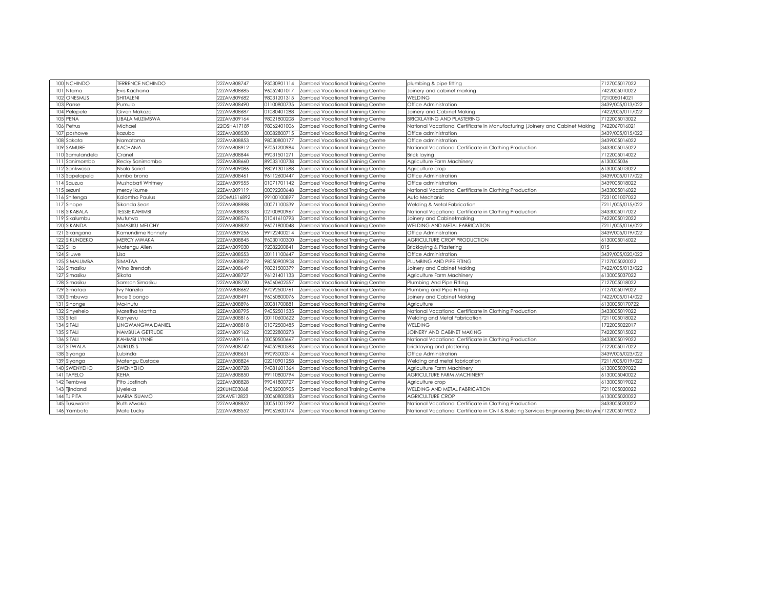| | | | | | | | |
|---|---|---|---|---|---|---|---|
| 100 | NCHINDO | TERRENCE NCHINDO | 22ZAMB08747 | 93030901114 | Zambezi Vocational Training Centre | plumbing & pipe fitting | 7127005017022 |
| 101 | Ntema | Evis Kachana | 22ZAMB08685 | 96052401017 | Zambezi Vocational Training Centre | Joinery and cabinet marking | 7422005010022 |
| 102 | ONESMUS | SHITALENI | 22ZAMB09682 | 98031201315 | Zambezi Vocational Training Centre | WELDING | 721005014021 |
| 103 | Panse | Pumulo | 22ZAMB08490 | 01100800735 | Zambezi Vocational Training Centre | Office Administration | 3439/005/013/022 |
| 104 | Pelepele | Given Makazo | 22ZAMB08687 | 01080401288 | Zambezi Vocational Training Centre | Joinery and Cabinet Making | 7422/005/011/022 |
| 105 | PENA | LIBALA MUZIMBWA | 22ZAMB09164 | 98021800208 | Zambezi Vocational Training Centre | BRICKLAYING AND PLASTERING | 7122005013022 |
| 106 | Petrus | Michael | 22OSHA17189 | 98062401006 | Zambezi Vocational Training Centre | National Vocational Certificate in Manufacturing (Joinery and Cabinet Making | 7422067016021 |
| 107 | poshowe | kazuba | 22ZAMB08530 | 00082800715 | Zambezi Vocational Training Centre | Office administration | 3439/005/015/022 |
| 108 | Sakata | Namatama | 22ZAMB08853 | 98030800177 | Zambezi Vocational Training Centre | Office administration | 3439005016022 |
| 109 | SAMUBE | KACHANA | 22ZAMB08912 | 97051200984 | Zambezi Vocational Training Centre | National Vocational Certificate in Clothing Production | 3433005015022 |
| 110 | Samulandela | Cranel | 22ZAMB08844 | 99031501271 | Zambezi Vocational Training Centre | Brick laying | 7122005014022 |
| 111 | Sanimombo | Recky Sanimombo | 22ZAMB08660 | 89033100738 | Zambezi Vocational Training Centre | Agriculture Farm Machinery | 6130005036 |
| 112 | Sankwasa | Nsala Sariet | 22ZAMB09086 | 98091301588 | Zambezi Vocational Training Centre | Agriculture crop | 6130005013022 |
| 113 | Sapelapela | lumba brona | 22ZAMB08461 | 96112600447 | Zambezi Vocational Training Centre | Office Administration | 3439/005/017/022 |
| 114 | Sauzuo | Mushabati Whitney | 22ZAMB09555 | 01071701142 | Zambezi Vocational Training Centre | Office administration | 3439005018022 |
| 115 | sezuni | mercy ikume | 22ZAMB09119 | 00092200648 | Zambezi Vocational Training Centre | National Vocational Certificate in Clothing Production | 3433005016022 |
| 116 | Shitenga | Kalomho Paulus | 22OMUS16892 | 99100100897 | Zambezi Vocational Training Centre | Auto Mechanic | 7231001007022 |
| 117 | Sihope | Sikanda Sean | 22ZAMB08988 | 00071100539 | Zambezi Vocational Training Centre | Welding & Metal Fabrication | 7211/005/015/022 |
| 118 | SIKABALA | TESSIE KAHIMBI | 22ZAMB08833 | 02100900967 | Zambezi Vocational Training Centre | National Vocational Certificate in Clothing Production | 3433005017022 |
| 119 | Sikalumbu | Mututwa | 22ZAMB08576 | 01041610793 | Zambezi Vocational Training Centre | Joinery and Cabinetmaking | 7422005012022 |
| 120 | SIKANDA | SIMASIKU MELCHY | 22ZAMB08832 | 96071800048 | Zambezi Vocational Training Centre | WELDING AND METAL FABRICATION | 7211/005/016/022 |
| 121 | Sikangano | Kamundime Ronnety | 22ZAMB09256 | 99122400214 | Zambezi Vocational Training Centre | Office Administration | 3439/005/019/022 |
| 122 | SIKUNDEKO | MERCY MWAKA | 22ZAMB08845 | 96030100300 | Zambezi Vocational Training Centre | AGRICULTURE CROP PRODUCTION | 6130005016022 |
| 123 | Sililo | Matengu Allen | 22ZAMB09030 | 92082200841 | Zambezi Vocational Training Centre | Bricklaying & Plastering | 015 |
| 124 | Siluwe | Lisa | 22ZAMB08553 | 00111100647 | Zambezi Vocational Training Centre | Office Administration | 3439/005/020/022 |
| 125 | SIMALUMBA | SIMATAA | 22ZAMB08872 | 98050900908 | Zambezi Vocational Training Centre | PLUMBING AND PIPE FITING | 7127005020022 |
| 126 | Simasiku | Wino Brendah | 22ZAMB08649 | 98021500379 | Zambezi Vocational Training Centre | Joinery and Cabinet Making | 7422/005/013/022 |
| 127 | Simasiku | Sikota | 22ZAMB08727 | 96121401133 | Zambezi Vocational Training Centre | Agriculture Farm Machinery | 6130005037022 |
| 128 | Simasiku | Samson Simasiku | 22ZAMB08730 | 96060602557 | Zambezi Vocational Training Centre | Plumbing And Pipe Fitting | 7127005018022 |
| 129 | Simataa | Ivy Nanzila | 22ZAMB08662 | 97092500761 | Zambezi Vocational Training Centre | Plumbing and Pipe Fitting | 7127005019022 |
| 130 | Simbuwa | Ince Sibongo | 22ZAMB08491 | 96060800076 | Zambezi Vocational Training Centre | Joinery and Cabinet Making | 7422/005/014/022 |
| 131 | Sinonge | Ma-inutu | 22ZAMB08896 | 00081700881 | Zambezi Vocational Training Centre | Agriculture | 61300050170722 |
| 132 | Sinyehelo | Maretha Martha | 22ZAMB08795 | 94052501535 | Zambezi Vocational Training Centre | National Vocational Certificate in Clothing Production | 3433005019022 |
| 133 | Sitali | Kanyevu | 22ZAMB08816 | 00110600622 | Zambezi Vocational Training Centre | Welding and Metal Fabrication | 7211005018022 |
| 134 | SITALI | LINGWANGWA DANIEL | 22ZAMB08818 | 01072500485 | Zambezi Vocational Training Centre | WELDING | 1722005022017 |
| 135 | SITALI | NAMBULA GETRUDE | 22ZAMB09162 | 02022800273 | Zambezi Vocational Training Centre | JOINERY AND CABINET MAKING | 7422005015022 |
| 136 | SITALI | KAHIMBI LYNNE | 22ZAMB09116 | 00050500667 | Zambezi Vocational Training Centre | National Vocational Certificate in Clothing Production | 3433005019022 |
| 137 | SITWALA | AURLUS S | 22ZAMB08742 | 94052800583 | Zambezi Vocational Training Centre | bricklaying and plastering | 7122005017022 |
| 138 | Siyanga | Lubinda | 22ZAMB08651 | 99093000314 | Zambezi Vocational Training Centre | Office Administration | 3439/005/023/022 |
| 139 | Siyanga | Matengu Eustace | 22ZAMB08824 | 02010901258 | Zambezi Vocational Training Centre | Welding and metal fabrication | 7211/005/019/022 |
| 140 | SWENYEHO | SWENYEHO | 22ZAMB08728 | 94081601364 | Zambezi Vocational Training Centre | Agriculture Farm Machinery | 6130005039022 |
| 141 | TAPELO | KEHA | 22ZAMB08850 | 99110800794 | Zambezi Vocational Training Centre | AGRICULTURE FARM MACHINERY | 6130005040022 |
| 142 | Tembwe | Pito Jostinah | 22ZAMB08828 | 99041800727 | Zambezi Vocational Training Centre | Agriculture crop | 6130005019022 |
| 143 | Tjindandi | Liyeleka | 22KUNE03068 | 94032000905 | Zambezi Vocational Training Centre | WELDING AND METAL FABRICATION | 7211005020022 |
| 144 | TJIPITA | MARIA ISUAMO | 22KAVE12823 | 00060800283 | Zambezi Vocational Training Centre | AGRICULTURE CROP | 6130005020022 |
| 145 | Tusuwane | Ruth Mwaka | 22ZAMB08852 | 00051001292 | Zambezi Vocational Training Centre | National Vocational Certificate in Clothing Production | 3433005020022 |
| 146 | Yamboto | Mate Lucky | 22ZAMB08552 | 99062600174 | Zambezi Vocational Training Centre | National Vocational Certificate in Civil & Building Services Engineering (Bricklayin | 7122005019022 |